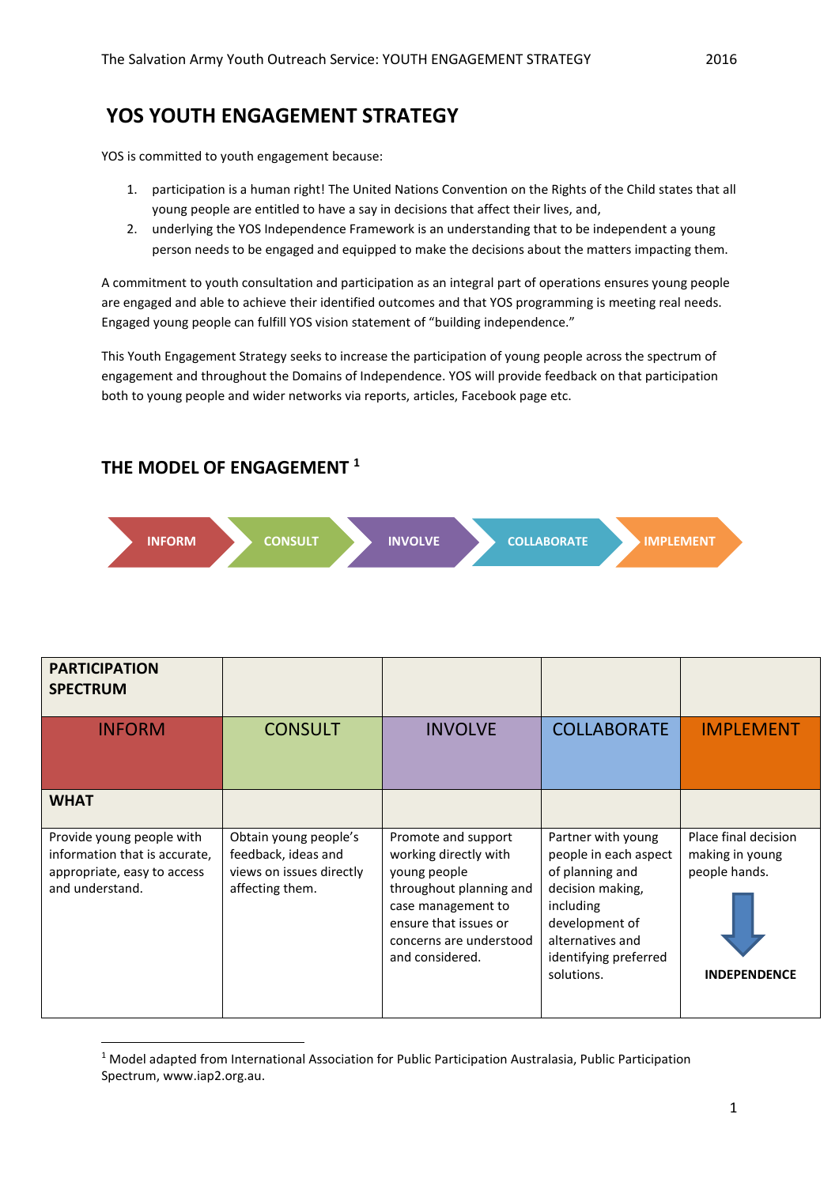# YOS YOUTH ENGAGEMENT STRATEGY

YOS is committed to youth engagement because:

1. participation is a human right! The United Nations Convention on the Rights of the Child states that all young people are entitled to have a say in decisions that affect their lives, and,
2. underlying the YOS Independence Framework is an understanding that to be independent a young person needs to be engaged and equipped to make the decisions about the matters impacting them.

A commitment to youth consultation and participation as an integral part of operations ensures young people are engaged and able to achieve their identified outcomes and that YOS programming is meeting real needs. Engaged young people can fulfill YOS vision statement of "building independence."

This Youth Engagement Strategy seeks to increase the participation of young people across the spectrum of engagement and throughout the Domains of Independence. YOS will provide feedback on that participation both to young people and wider networks via reports, articles, Facebook page etc.

## THE MODEL OF ENGAGEMENT [1]

INFORM → CONSULT → INVOLVE → COLLABORATE → IMPLEMENT

| **PARTICIPATION SPECTRUM** | | | | |
|---|---|---|---|---|
| INFORM | CONSULT | INVOLVE | COLLABORATE | IMPLEMENT |
| **WHAT** | | | | |
| Provide young people with information that is accurate, appropriate, easy to access and understand. | Obtain young people's feedback, ideas and views on issues directly affecting them. | Promote and support working directly with young people throughout planning and case management to ensure that issues or concerns are understood and considered. | Partner with young people in each aspect of planning and decision making, including development of alternatives and identifying preferred solutions. | Place final decision making in young people hands. ↓ **INDEPENDENCE** |

[1] Model adapted from International Association for Public Participation Australasia, Public Participation Spectrum, www.iap2.org.au.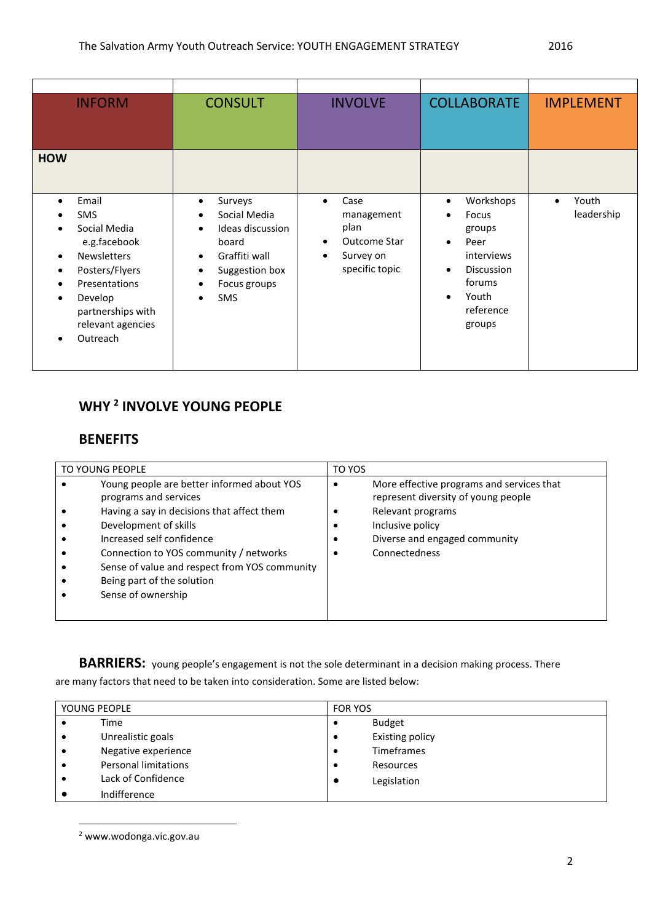| INFORM | CONSULT | INVOLVE | COLLABORATE | IMPLEMENT |
|---|---|---|---|---|
| **HOW** | | | | |
| • Email<br>• SMS<br>• Social Media e.g.facebook<br>• Newsletters<br>• Posters/Flyers<br>• Presentations<br>• Develop partnerships with relevant agencies<br>• Outreach | • Surveys<br>• Social Media<br>• Ideas discussion board<br>• Graffiti wall<br>• Suggestion box<br>• Focus groups<br>• SMS | • Case management plan<br>• Outcome Star<br>• Survey on specific topic | • Workshops<br>• Focus groups<br>• Peer interviews<br>• Discussion forums<br>• Youth reference groups | • Youth leadership |

## WHY [2] INVOLVE YOUNG PEOPLE

## BENEFITS

| TO YOUNG PEOPLE | TO YOS |
|---|---|
| • Young people are better informed about YOS programs and services<br>• Having a say in decisions that affect them<br>• Development of skills<br>• Increased self confidence<br>• Connection to YOS community / networks<br>• Sense of value and respect from YOS community<br>• Being part of the solution<br>• Sense of ownership | • More effective programs and services that represent diversity of young people<br>• Relevant programs<br>• Inclusive policy<br>• Diverse and engaged community<br>• Connectedness |

**BARRIERS:** young people's engagement is not the sole determinant in a decision making process. There are many factors that need to be taken into consideration. Some are listed below:

| YOUNG PEOPLE | FOR YOS |
|---|---|
| • Time<br>• Unrealistic goals<br>• Negative experience<br>• Personal limitations<br>• Lack of Confidence<br>• Indifference | • Budget<br>• Existing policy<br>• Timeframes<br>• Resources<br>• Legislation |

[2] www.wodonga.vic.gov.au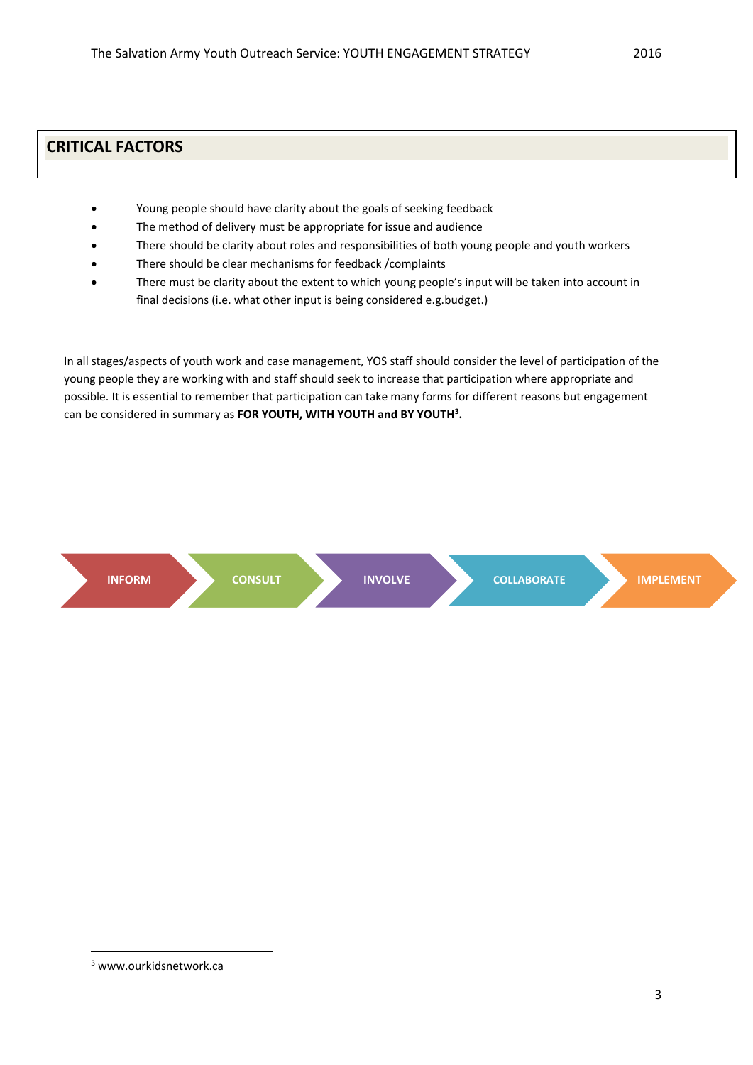## CRITICAL FACTORS

- Young people should have clarity about the goals of seeking feedback
- The method of delivery must be appropriate for issue and audience
- There should be clarity about roles and responsibilities of both young people and youth workers
- There should be clear mechanisms for feedback /complaints
- There must be clarity about the extent to which young people's input will be taken into account in final decisions (i.e. what other input is being considered e.g.budget.)

In all stages/aspects of youth work and case management, YOS staff should consider the level of participation of the young people they are working with and staff should seek to increase that participation where appropriate and possible. It is essential to remember that participation can take many forms for different reasons but engagement can be considered in summary as **FOR YOUTH, WITH YOUTH and BY YOUTH[3].**

INFORM

CONSULT

INVOLVE

COLLABORATE

IMPLEMENT

[3] www.ourkidsnetwork.ca